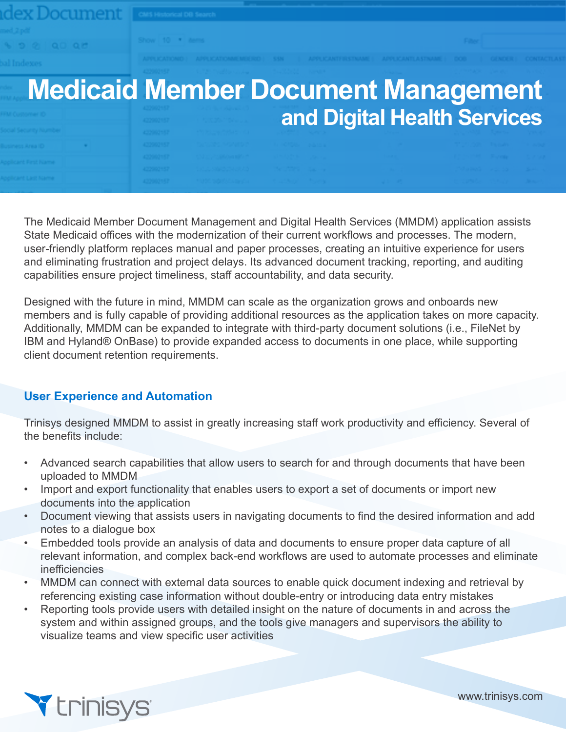# Medicaid Member Document Management and Digital Health Services

The Medicaid Member Document Management and Digital Health Services (MMDM) application assists State Medicaid offices with the modernization of their current workflows and processes. The modern, user-friendly platform replaces manual and paper processes, creating an intuitive experience for users and eliminating frustration and project delays. Its advanced document tracking, reporting, and auditing capabilities ensure project timeliness, staff accountability, and data security.

Designed with the future in mind, MMDM can scale as the organization grows and onboards new members and is fully capable of providing additional resources as the application takes on more capacity. Additionally, MMDM can be expanded to integrate with third-party document solutions (i.e., FileNet by IBM and Hyland® OnBase) to provide expanded access to documents in one place, while supporting client document retention requirements.

## User Experience and Automation

Trinisys designed MMDM to assist in greatly increasing staff work productivity and efficiency. Several of the benefits include:

- Advanced search capabilities that allow users to search for and through documents that have been uploaded to MMDM
- Import and export functionality that enables users to export a set of documents or import new documents into the application
- Document viewing that assists users in navigating documents to find the desired information and add notes to a dialogue box
- Embedded tools provide an analysis of data and documents to ensure proper data capture of all relevant information, and complex back-end workflows are used to automate processes and eliminate inefficiencies
- MMDM can connect with external data sources to enable quick document indexing and retrieval by referencing existing case information without double-entry or introducing data entry mistakes
- Reporting tools provide users with detailed insight on the nature of documents in and across the system and within assigned groups, and the tools give managers and supervisors the ability to visualize teams and view specific user activities

trinisys

www.trinisys.com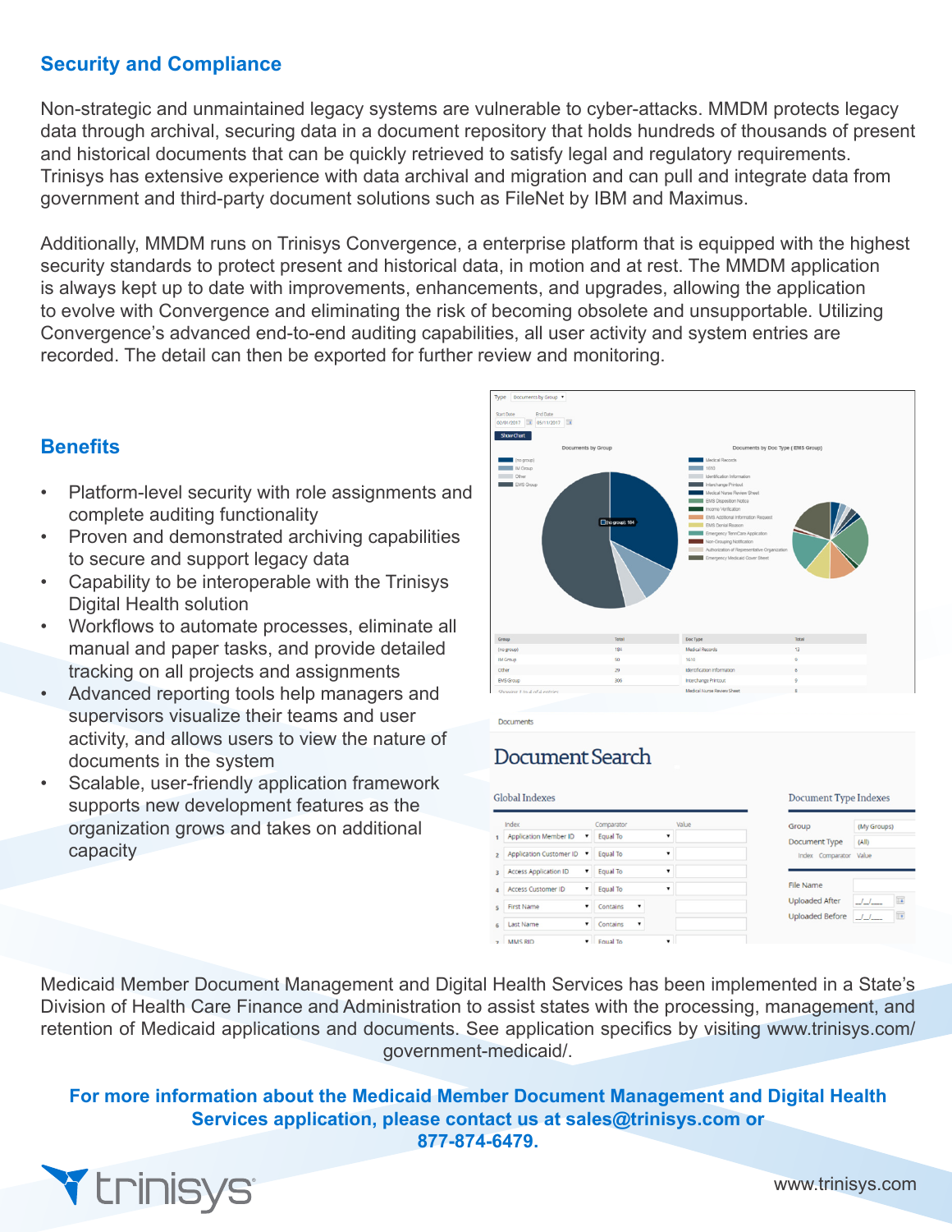## Security and Compliance

Non-strategic and unmaintained legacy systems are vulnerable to cyber-attacks. MMDM protects legacy data through archival, securing data in a document repository that holds hundreds of thousands of present and historical documents that can be quickly retrieved to satisfy legal and regulatory requirements. Trinisys has extensive experience with data archival and migration and can pull and integrate data from government and third-party document solutions such as FileNet by IBM and Maximus.

Additionally, MMDM runs on Trinisys Convergence, a enterprise platform that is equipped with the highest security standards to protect present and historical data, in motion and at rest. The MMDM application is always kept up to date with improvements, enhancements, and upgrades, allowing the application to evolve with Convergence and eliminating the risk of becoming obsolete and unsupportable. Utilizing Convergence's advanced end-to-end auditing capabilities, all user activity and system entries are recorded. The detail can then be exported for further review and monitoring.

## Benefits

- Platform-level security with role assignments and complete auditing functionality
- Proven and demonstrated archiving capabilities to secure and support legacy data
- Capability to be interoperable with the Trinisys Digital Health solution
- Workflows to automate processes, eliminate all manual and paper tasks, and provide detailed tracking on all projects and assignments
- Advanced reporting tools help managers and supervisors visualize their teams and user activity, and allows users to view the nature of documents in the system
- Scalable, user-friendly application framework supports new development features as the organization grows and takes on additional capacity

Medicaid Member Document Management and Digital Health Services has been implemented in a State's Division of Health Care Finance and Administration to assist states with the processing, management, and retention of Medicaid applications and documents. See application specifics by visiting www.trinisys.com/government-medicaid/.

**For more information about the Medicaid Member Document Management and Digital Health Services application, please contact us at sales@trinisys.com or 877-874-6479.**

trinisys

www.trinisys.com